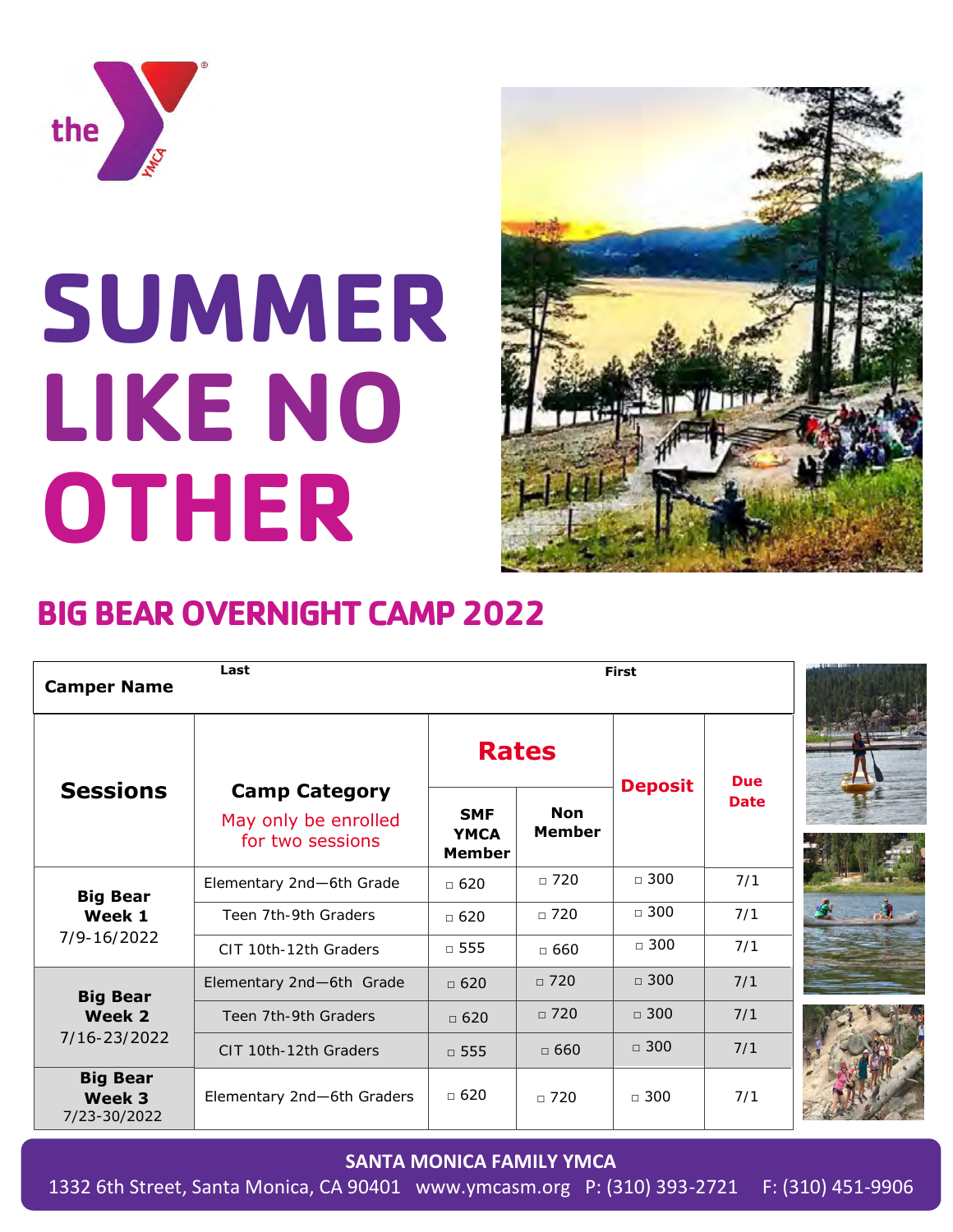# SUMMER LIKE NO OTHER

## BIG BEAR OVERNIGHT CAMP 2022

| Camper Name | Last | | | First | | |
|---|---|---|---|---|---|---|
| **Sessions** | **Camp Category**<br>May only be enrolled for two sessions | **Rates** | | **Deposit** | **Due Date** |
| | | **SMF YMCA Member** | **Non Member** | | |
| **Big Bear Week 1**<br>7/9-16/2022 | Elementary 2nd—6th Grade | □ 620 | □ 720 | □ 300 | 7/1 |
| | Teen 7th-9th Graders | □ 620 | □ 720 | □ 300 | 7/1 |
| | CIT 10th-12th Graders | □ 555 | □ 660 | □ 300 | 7/1 |
| **Big Bear Week 2**<br>7/16-23/2022 | Elementary 2nd—6th Grade | □ 620 | □ 720 | □ 300 | 7/1 |
| | Teen 7th-9th Graders | □ 620 | □ 720 | □ 300 | 7/1 |
| | CIT 10th-12th Graders | □ 555 | □ 660 | □ 300 | 7/1 |
| **Big Bear Week 3**<br>7/23-30/2022 | Elementary 2nd—6th Graders | □ 620 | □ 720 | □ 300 | 7/1 |

**SANTA MONICA FAMILY YMCA**

1332 6th Street, Santa Monica, CA 90401 www.ymcasm.org P: (310) 393-2721 F: (310) 451-9906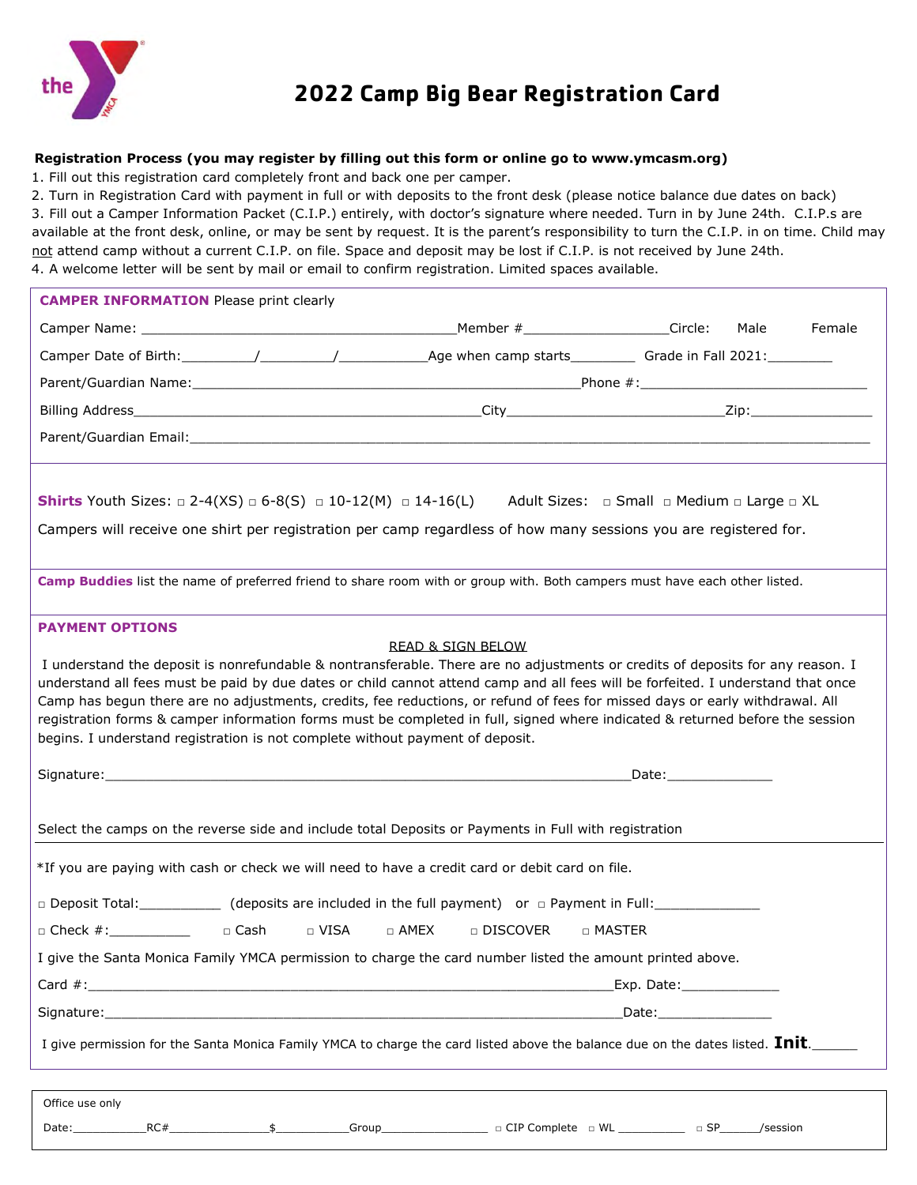# 2022 Camp Big Bear Registration Card

**Registration Process (you may register by filling out this form or online go to www.ymcasm.org)**

1. Fill out this registration card completely front and back one per camper.
2. Turn in Registration Card with payment in full or with deposits to the front desk (please notice balance due dates on back)
3. Fill out a Camper Information Packet (C.I.P.) entirely, with doctor's signature where needed. Turn in by June 24th. C.I.P.s are available at the front desk, online, or may be sent by request. It is the parent's responsibility to turn the C.I.P. in on time. Child may not attend camp without a current C.I.P. on file. Space and deposit may be lost if C.I.P. is not received by June 24th.
4. A welcome letter will be sent by mail or email to confirm registration. Limited spaces available.

**CAMPER INFORMATION** Please print clearly

Camper Name: ________________________________________ Member #__________________ Circle: Male Female

Camper Date of Birth: _________/_________/___________ Age when camp starts________ Grade in Fall 2021:________

Parent/Guardian Name: ________________________________________________ Phone #:_____________________________

Billing Address____________________________________________ City___________________________ Zip:_______________

Parent/Guardian Email: ________________________________________________________________________________

**Shirts** Youth Sizes: ☐ 2-4(XS) ☐ 6-8(S) ☐ 10-12(M) ☐ 14-16(L) Adult Sizes: ☐ Small ☐ Medium ☐ Large ☐ XL

Campers will receive one shirt per registration per camp regardless of how many sessions you are registered for.

**Camp Buddies** list the name of preferred friend to share room with or group with. Both campers must have each other listed.

**PAYMENT OPTIONS**

READ & SIGN BELOW

I understand the deposit is nonrefundable & nontransferable. There are no adjustments or credits of deposits for any reason. I understand all fees must be paid by due dates or child cannot attend camp and all fees will be forfeited. I understand that once Camp has begun there are no adjustments, credits, fee reductions, or refund of fees for missed days or early withdrawal. All registration forms & camper information forms must be completed in full, signed where indicated & returned before the session begins. I understand registration is not complete without payment of deposit.

Signature:_________________________________________________________________ Date:_____________

Select the camps on the reverse side and include total Deposits or Payments in Full with registration

*If you are paying with cash or check we will need to have a credit card or debit card on file.

☐ Deposit Total:__________ (deposits are included in the full payment) or ☐ Payment in Full:_____________

☐ Check #:__________ ☐ Cash ☐ VISA ☐ AMEX ☐ DISCOVER ☐ MASTER

I give the Santa Monica Family YMCA permission to charge the card number listed the amount printed above.

Card #:_________________________________________________________________ Exp. Date:____________

Signature:________________________________________________________________ Date:______________

I give permission for the Santa Monica Family YMCA to charge the card listed above the balance due on the dates listed. **Init.**_____

Office use only

Date:___________ RC#_______________ $___________ Group________________ ☐ CIP Complete ☐ WL __________ ☐ SP______/session